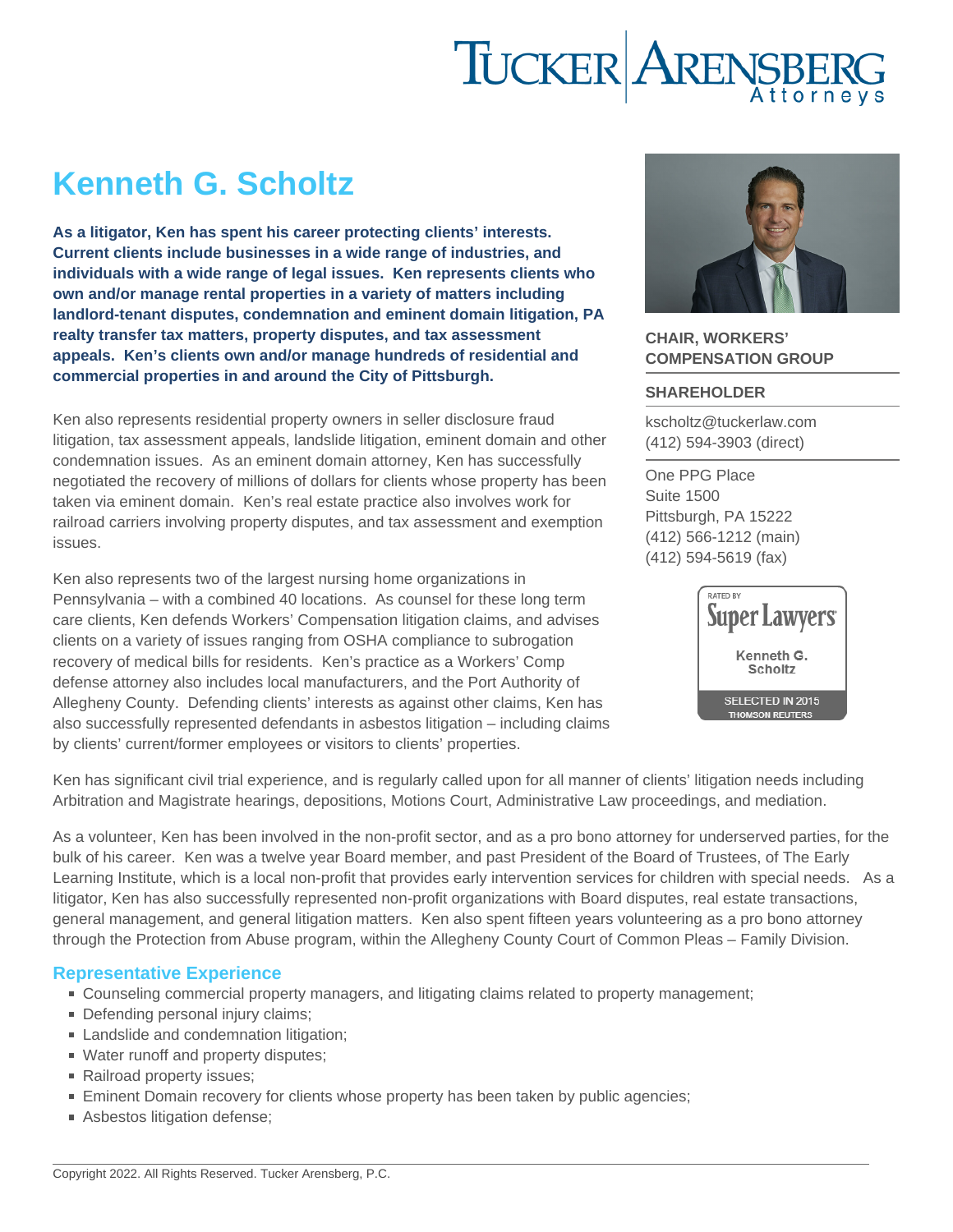# Kenneth G. Scholtz

**As a litigator, Ken has spent his career protecting clients' interests. Current clients include businesses in a wide range of industries, and individuals with a wide range of legal issues. Ken represents clients who own and/or manage rental properties in a variety of matters including landlord-tenant disputes, condemnation and eminent domain litigation, PA realty transfer tax matters, property disputes, and tax assessment appeals. Ken's clients own and/or manage hundreds of residential and commercial properties in and around the City of Pittsburgh.**

**CHAIR, WORKERS' COMPENSATION GROUP**

**SHAREHOLDER**

kscholtz@tuckerlaw.com
(412) 594-3903 (direct)

One PPG Place
Suite 1500
Pittsburgh, PA 15222
(412) 566-1212 (main)
(412) 594-5619 (fax)

Rated by Super Lawyers – Kenneth G. Scholtz – Selected in 2015 – Thomson Reuters

Ken also represents residential property owners in seller disclosure fraud litigation, tax assessment appeals, landslide litigation, eminent domain and other condemnation issues. As an eminent domain attorney, Ken has successfully negotiated the recovery of millions of dollars for clients whose property has been taken via eminent domain. Ken's real estate practice also involves work for railroad carriers involving property disputes, and tax assessment and exemption issues.

Ken also represents two of the largest nursing home organizations in Pennsylvania – with a combined 40 locations. As counsel for these long term care clients, Ken defends Workers' Compensation litigation claims, and advises clients on a variety of issues ranging from OSHA compliance to subrogation recovery of medical bills for residents. Ken's practice as a Workers' Comp defense attorney also includes local manufacturers, and the Port Authority of Allegheny County. Defending clients' interests as against other claims, Ken has also successfully represented defendants in asbestos litigation – including claims by clients' current/former employees or visitors to clients' properties.

Ken has significant civil trial experience, and is regularly called upon for all manner of clients' litigation needs including Arbitration and Magistrate hearings, depositions, Motions Court, Administrative Law proceedings, and mediation.

As a volunteer, Ken has been involved in the non-profit sector, and as a pro bono attorney for underserved parties, for the bulk of his career. Ken was a twelve year Board member, and past President of the Board of Trustees, of The Early Learning Institute, which is a local non-profit that provides early intervention services for children with special needs. As a litigator, Ken has also successfully represented non-profit organizations with Board disputes, real estate transactions, general management, and general litigation matters. Ken also spent fifteen years volunteering as a pro bono attorney through the Protection from Abuse program, within the Allegheny County Court of Common Pleas – Family Division.

## Representative Experience

- Counseling commercial property managers, and litigating claims related to property management;
- Defending personal injury claims;
- Landslide and condemnation litigation;
- Water runoff and property disputes;
- Railroad property issues;
- Eminent Domain recovery for clients whose property has been taken by public agencies;
- Asbestos litigation defense;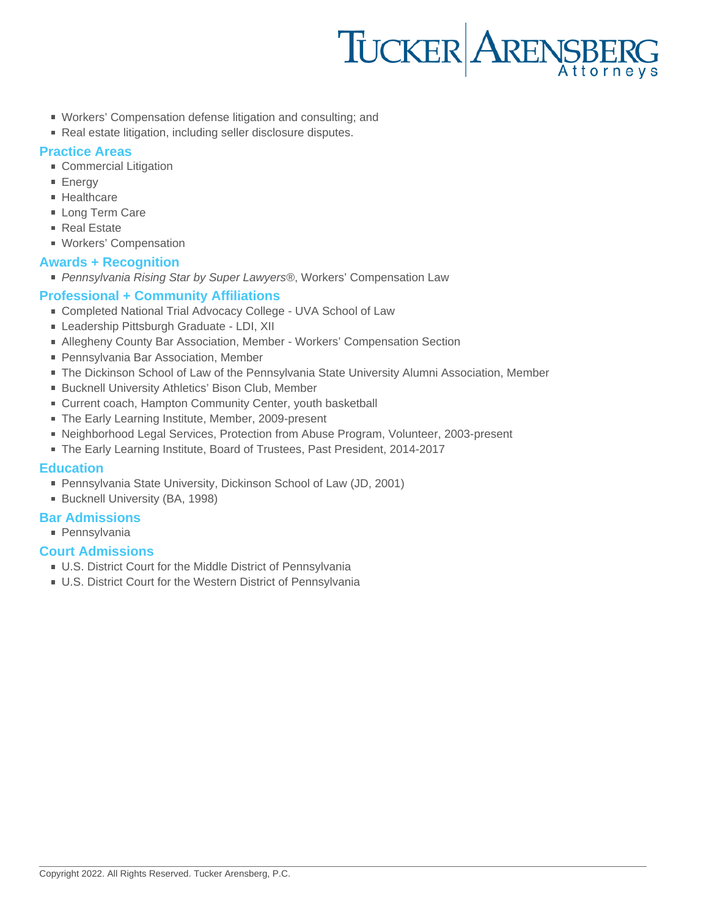- Workers' Compensation defense litigation and consulting; and
- Real estate litigation, including seller disclosure disputes.

## Practice Areas

- Commercial Litigation
- Energy
- Healthcare
- Long Term Care
- Real Estate
- Workers' Compensation

## Awards + Recognition

- *Pennsylvania Rising Star by Super Lawyers®*, Workers' Compensation Law

## Professional + Community Affiliations

- Completed National Trial Advocacy College - UVA School of Law
- Leadership Pittsburgh Graduate - LDI, XII
- Allegheny County Bar Association, Member - Workers' Compensation Section
- Pennsylvania Bar Association, Member
- The Dickinson School of Law of the Pennsylvania State University Alumni Association, Member
- Bucknell University Athletics' Bison Club, Member
- Current coach, Hampton Community Center, youth basketball
- The Early Learning Institute, Member, 2009-present
- Neighborhood Legal Services, Protection from Abuse Program, Volunteer, 2003-present
- The Early Learning Institute, Board of Trustees, Past President, 2014-2017

## Education

- Pennsylvania State University, Dickinson School of Law (JD, 2001)
- Bucknell University (BA, 1998)

## Bar Admissions

- Pennsylvania

## Court Admissions

- U.S. District Court for the Middle District of Pennsylvania
- U.S. District Court for the Western District of Pennsylvania